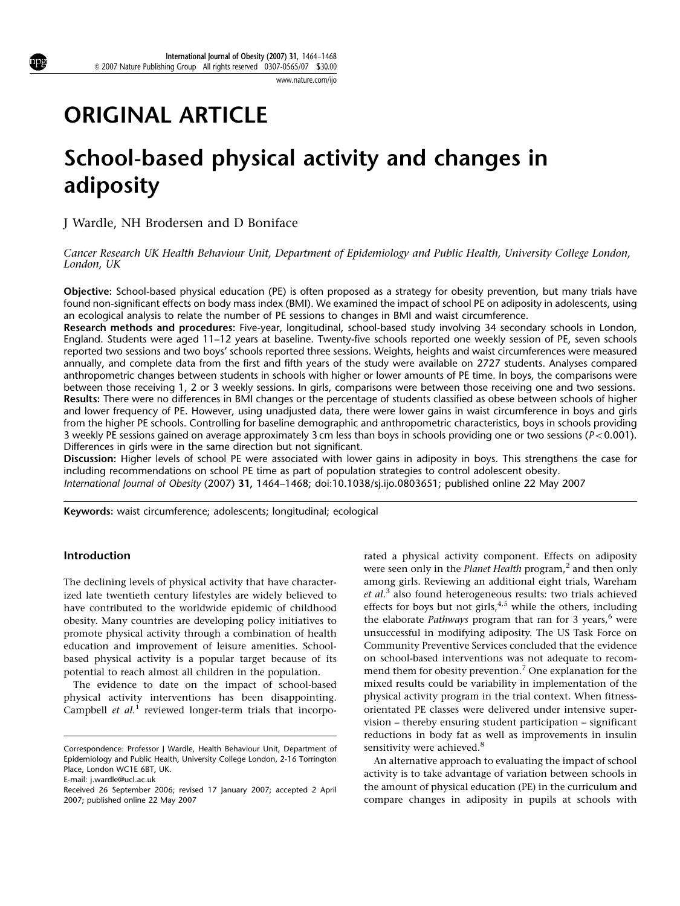# ORIGINAL ARTICLE

# School-based physical activity and changes in adiposity

J Wardle, NH Brodersen and D Boniface

*Cancer Research UK Health Behaviour Unit, Department of Epidemiology and Public Health, University College London, London, UK*

**Objective:** School-based physical education (PE) is often proposed as a strategy for obesity prevention, but many trials have found non-significant effects on body mass index (BMI). We examined the impact of school PE on adiposity in adolescents, using an ecological analysis to relate the number of PE sessions to changes in BMI and waist circumference.

**Research methods and procedures:** Five-year, longitudinal, school-based study involving 34 secondary schools in London, England. Students were aged 11–12 years at baseline. Twenty-five schools reported one weekly session of PE, seven schools reported two sessions and two boys' schools reported three sessions. Weights, heights and waist circumferences were measured annually, and complete data from the first and fifth years of the study were available on 2727 students. Analyses compared anthropometric changes between students in schools with higher or lower amounts of PE time. In boys, the comparisons were between those receiving 1, 2 or 3 weekly sessions. In girls, comparisons were between those receiving one and two sessions.

**Results:** There were no differences in BMI changes or the percentage of students classified as obese between schools of higher and lower frequency of PE. However, using unadjusted data, there were lower gains in waist circumference in boys and girls from the higher PE schools. Controlling for baseline demographic and anthropometric characteristics, boys in schools providing 3 weekly PE sessions gained on average approximately 3 cm less than boys in schools providing one or two sessions ($P<0.001$). Differences in girls were in the same direction but not significant.

**Discussion:** Higher levels of school PE were associated with lower gains in adiposity in boys. This strengthens the case for including recommendations on school PE time as part of population strategies to control adolescent obesity.

*International Journal of Obesity* (2007) **31,** 1464–1468; doi:10.1038/sj.ijo.0803651; published online 22 May 2007

**Keywords:** waist circumference; adolescents; longitudinal; ecological

## Introduction

The declining levels of physical activity that have characterized late twentieth century lifestyles are widely believed to have contributed to the worldwide epidemic of childhood obesity. Many countries are developing policy initiatives to promote physical activity through a combination of health education and improvement of leisure amenities. School-based physical activity is a popular target because of its potential to reach almost all children in the population.

The evidence to date on the impact of school-based physical activity interventions has been disappointing. Campbell *et al.*[1] reviewed longer-term trials that incorporated a physical activity component. Effects on adiposity were seen only in the *Planet Health* program,[2] and then only among girls. Reviewing an additional eight trials, Wareham *et al.*[3] also found heterogeneous results: two trials achieved effects for boys but not girls,[4,5] while the others, including the elaborate *Pathways* program that ran for 3 years,[6] were unsuccessful in modifying adiposity. The US Task Force on Community Preventive Services concluded that the evidence on school-based interventions was not adequate to recommend them for obesity prevention.[7] One explanation for the mixed results could be variability in implementation of the physical activity program in the trial context. When fitness-orientated PE classes were delivered under intensive supervision – thereby ensuring student participation – significant reductions in body fat as well as improvements in insulin sensitivity were achieved.[8]

An alternative approach to evaluating the impact of school activity is to take advantage of variation between schools in the amount of physical education (PE) in the curriculum and compare changes in adiposity in pupils at schools with

---

Correspondence: Professor J Wardle, Health Behaviour Unit, Department of Epidemiology and Public Health, University College London, 2-16 Torrington Place, London WC1E 6BT, UK.
E-mail: j.wardle@ucl.ac.uk
Received 26 September 2006; revised 17 January 2007; accepted 2 April 2007; published online 22 May 2007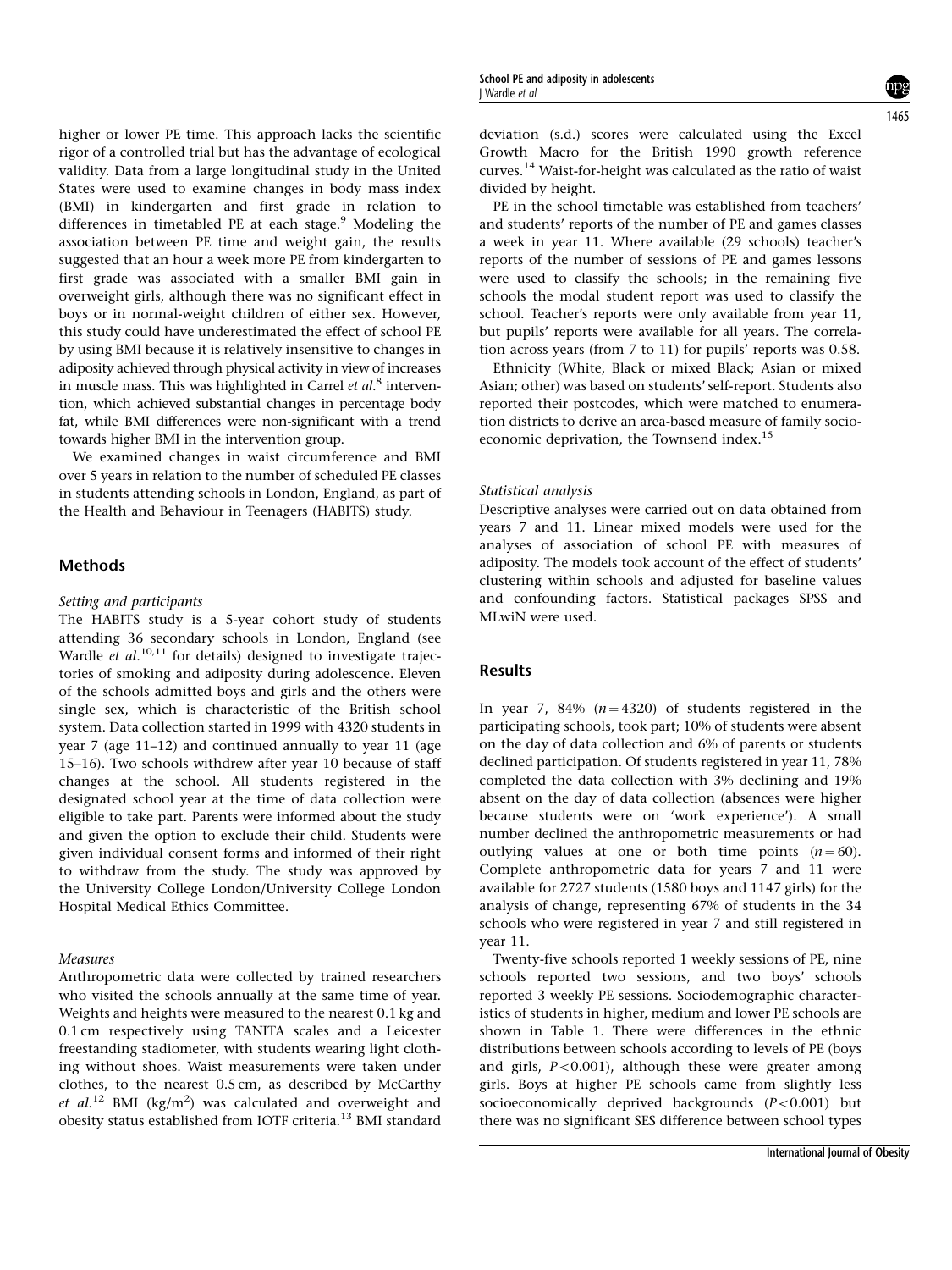higher or lower PE time. This approach lacks the scientific rigor of a controlled trial but has the advantage of ecological validity. Data from a large longitudinal study in the United States were used to examine changes in body mass index (BMI) in kindergarten and first grade in relation to differences in timetabled PE at each stage.[9] Modeling the association between PE time and weight gain, the results suggested that an hour a week more PE from kindergarten to first grade was associated with a smaller BMI gain in overweight girls, although there was no significant effect in boys or in normal-weight children of either sex. However, this study could have underestimated the effect of school PE by using BMI because it is relatively insensitive to changes in adiposity achieved through physical activity in view of increases in muscle mass. This was highlighted in Carrel *et al.*[8] intervention, which achieved substantial changes in percentage body fat, while BMI differences were non-significant with a trend towards higher BMI in the intervention group.

We examined changes in waist circumference and BMI over 5 years in relation to the number of scheduled PE classes in students attending schools in London, England, as part of the Health and Behaviour in Teenagers (HABITS) study.

## Methods

### *Setting and participants*

The HABITS study is a 5-year cohort study of students attending 36 secondary schools in London, England (see Wardle *et al.*[10,11] for details) designed to investigate trajectories of smoking and adiposity during adolescence. Eleven of the schools admitted boys and girls and the others were single sex, which is characteristic of the British school system. Data collection started in 1999 with 4320 students in year 7 (age 11–12) and continued annually to year 11 (age 15–16). Two schools withdrew after year 10 because of staff changes at the school. All students registered in the designated school year at the time of data collection were eligible to take part. Parents were informed about the study and given the option to exclude their child. Students were given individual consent forms and informed of their right to withdraw from the study. The study was approved by the University College London/University College London Hospital Medical Ethics Committee.

### *Measures*

Anthropometric data were collected by trained researchers who visited the schools annually at the same time of year. Weights and heights were measured to the nearest 0.1 kg and 0.1 cm respectively using TANITA scales and a Leicester freestanding stadiometer, with students wearing light clothing without shoes. Waist measurements were taken under clothes, to the nearest 0.5 cm, as described by McCarthy *et al.*[12] BMI ($kg/m^2$) was calculated and overweight and obesity status established from IOTF criteria.[13] BMI standard deviation (s.d.) scores were calculated using the Excel Growth Macro for the British 1990 growth reference curves.[14] Waist-for-height was calculated as the ratio of waist divided by height.

PE in the school timetable was established from teachers' and students' reports of the number of PE and games classes a week in year 11. Where available (29 schools) teacher's reports of the number of sessions of PE and games lessons were used to classify the schools; in the remaining five schools the modal student report was used to classify the school. Teacher's reports were only available from year 11, but pupils' reports were available for all years. The correlation across years (from 7 to 11) for pupils' reports was 0.58.

Ethnicity (White, Black or mixed Black; Asian or mixed Asian; other) was based on students' self-report. Students also reported their postcodes, which were matched to enumeration districts to derive an area-based measure of family socioeconomic deprivation, the Townsend index.[15]

### *Statistical analysis*

Descriptive analyses were carried out on data obtained from years 7 and 11. Linear mixed models were used for the analyses of association of school PE with measures of adiposity. The models took account of the effect of students' clustering within schools and adjusted for baseline values and confounding factors. Statistical packages SPSS and MLwiN were used.

## Results

In year 7, 84% ($n = 4320$) of students registered in the participating schools, took part; 10% of students were absent on the day of data collection and 6% of parents or students declined participation. Of students registered in year 11, 78% completed the data collection with 3% declining and 19% absent on the day of data collection (absences were higher because students were on 'work experience'). A small number declined the anthropometric measurements or had outlying values at one or both time points ($n = 60$). Complete anthropometric data for years 7 and 11 were available for 2727 students (1580 boys and 1147 girls) for the analysis of change, representing 67% of students in the 34 schools who were registered in year 7 and still registered in year 11.

Twenty-five schools reported 1 weekly sessions of PE, nine schools reported two sessions, and two boys' schools reported 3 weekly PE sessions. Sociodemographic characteristics of students in higher, medium and lower PE schools are shown in Table 1. There were differences in the ethnic distributions between schools according to levels of PE (boys and girls, $P < 0.001$), although these were greater among girls. Boys at higher PE schools came from slightly less socioeconomically deprived backgrounds ($P < 0.001$) but there was no significant SES difference between school types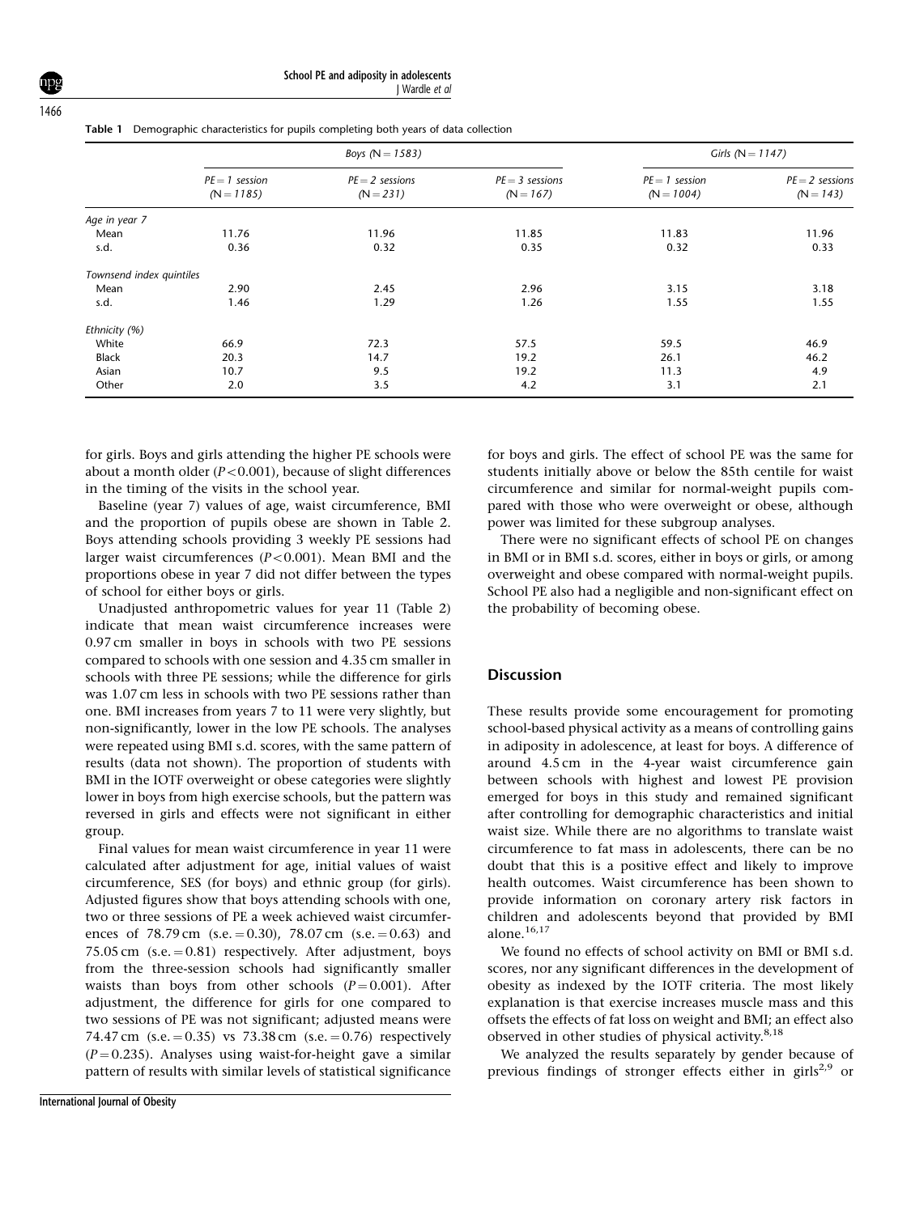**Table 1** Demographic characteristics for pupils completing both years of data collection

| | Boys (N = 1583) | | | Girls (N = 1147) | |
|---|---|---|---|---|---|
| | PE = 1 session (N = 1185) | PE = 2 sessions (N = 231) | PE = 3 sessions (N = 167) | PE = 1 session (N = 1004) | PE = 2 sessions (N = 143) |
| *Age in year 7* | | | | | |
| Mean | 11.76 | 11.96 | 11.85 | 11.83 | 11.96 |
| s.d. | 0.36 | 0.32 | 0.35 | 0.32 | 0.33 |
| *Townsend index quintiles* | | | | | |
| Mean | 2.90 | 2.45 | 2.96 | 3.15 | 3.18 |
| s.d. | 1.46 | 1.29 | 1.26 | 1.55 | 1.55 |
| *Ethnicity (%)* | | | | | |
| White | 66.9 | 72.3 | 57.5 | 59.5 | 46.9 |
| Black | 20.3 | 14.7 | 19.2 | 26.1 | 46.2 |
| Asian | 10.7 | 9.5 | 19.2 | 11.3 | 4.9 |
| Other | 2.0 | 3.5 | 4.2 | 3.1 | 2.1 |

for girls. Boys and girls attending the higher PE schools were about a month older ($P<0.001$), because of slight differences in the timing of the visits in the school year.

Baseline (year 7) values of age, waist circumference, BMI and the proportion of pupils obese are shown in Table 2. Boys attending schools providing 3 weekly PE sessions had larger waist circumferences ($P<0.001$). Mean BMI and the proportions obese in year 7 did not differ between the types of school for either boys or girls.

Unadjusted anthropometric values for year 11 (Table 2) indicate that mean waist circumference increases were 0.97 cm smaller in boys in schools with two PE sessions compared to schools with one session and 4.35 cm smaller in schools with three PE sessions; while the difference for girls was 1.07 cm less in schools with two PE sessions rather than one. BMI increases from years 7 to 11 were very slightly, but non-significantly, lower in the low PE schools. The analyses were repeated using BMI s.d. scores, with the same pattern of results (data not shown). The proportion of students with BMI in the IOTF overweight or obese categories were slightly lower in boys from high exercise schools, but the pattern was reversed in girls and effects were not significant in either group.

Final values for mean waist circumference in year 11 were calculated after adjustment for age, initial values of waist circumference, SES (for boys) and ethnic group (for girls). Adjusted figures show that boys attending schools with one, two or three sessions of PE a week achieved waist circumferences of 78.79 cm (s.e. = 0.30), 78.07 cm (s.e. = 0.63) and 75.05 cm (s.e. = 0.81) respectively. After adjustment, boys from the three-session schools had significantly smaller waists than boys from other schools ($P=0.001$). After adjustment, the difference for girls for one compared to two sessions of PE was not significant; adjusted means were 74.47 cm (s.e. = 0.35) vs 73.38 cm (s.e. = 0.76) respectively ($P=0.235$). Analyses using waist-for-height gave a similar pattern of results with similar levels of statistical significance for boys and girls. The effect of school PE was the same for students initially above or below the 85th centile for waist circumference and similar for normal-weight pupils compared with those who were overweight or obese, although power was limited for these subgroup analyses.

There were no significant effects of school PE on changes in BMI or in BMI s.d. scores, either in boys or girls, or among overweight and obese compared with normal-weight pupils. School PE also had a negligible and non-significant effect on the probability of becoming obese.

## Discussion

These results provide some encouragement for promoting school-based physical activity as a means of controlling gains in adiposity in adolescence, at least for boys. A difference of around 4.5 cm in the 4-year waist circumference gain between schools with highest and lowest PE provision emerged for boys in this study and remained significant after controlling for demographic characteristics and initial waist size. While there are no algorithms to translate waist circumference to fat mass in adolescents, there can be no doubt that this is a positive effect and likely to improve health outcomes. Waist circumference has been shown to provide information on coronary artery risk factors in children and adolescents beyond that provided by BMI alone.[16,17]

We found no effects of school activity on BMI or BMI s.d. scores, nor any significant differences in the development of obesity as indexed by the IOTF criteria. The most likely explanation is that exercise increases muscle mass and this offsets the effects of fat loss on weight and BMI; an effect also observed in other studies of physical activity.[8,18]

We analyzed the results separately by gender because of previous findings of stronger effects either in girls[2,9] or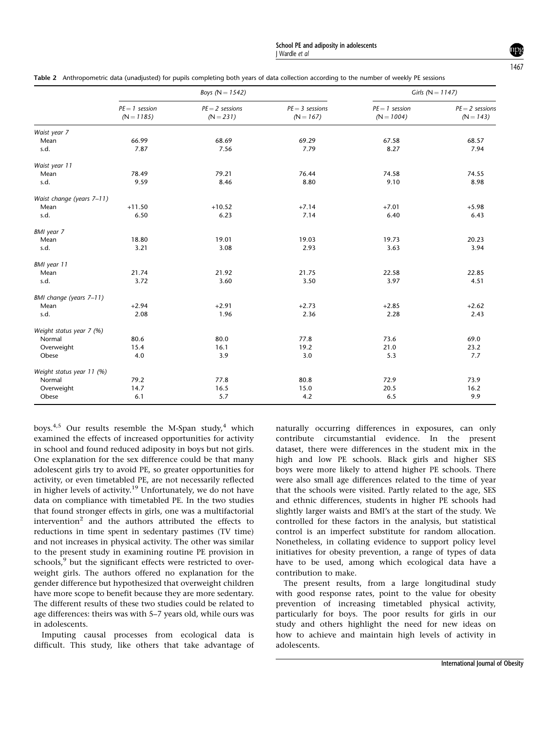**Table 2** Anthropometric data (unadjusted) for pupils completing both years of data collection according to the number of weekly PE sessions

| | Boys (N = 1542) | | | Girls (N = 1147) | |
|---|---|---|---|---|---|
| | PE = 1 session (N = 1185) | PE = 2 sessions (N = 231) | PE = 3 sessions (N = 167) | PE = 1 session (N = 1004) | PE = 2 sessions (N = 143) |
| *Waist year 7* | | | | | |
| Mean | 66.99 | 68.69 | 69.29 | 67.58 | 68.57 |
| s.d. | 7.87 | 7.56 | 7.79 | 8.27 | 7.94 |
| *Waist year 11* | | | | | |
| Mean | 78.49 | 79.21 | 76.44 | 74.58 | 74.55 |
| s.d. | 9.59 | 8.46 | 8.80 | 9.10 | 8.98 |
| *Waist change (years 7–11)* | | | | | |
| Mean | +11.50 | +10.52 | +7.14 | +7.01 | +5.98 |
| s.d. | 6.50 | 6.23 | 7.14 | 6.40 | 6.43 |
| *BMI year 7* | | | | | |
| Mean | 18.80 | 19.01 | 19.03 | 19.73 | 20.23 |
| s.d. | 3.21 | 3.08 | 2.93 | 3.63 | 3.94 |
| *BMI year 11* | | | | | |
| Mean | 21.74 | 21.92 | 21.75 | 22.58 | 22.85 |
| s.d. | 3.72 | 3.60 | 3.50 | 3.97 | 4.51 |
| *BMI change (years 7–11)* | | | | | |
| Mean | +2.94 | +2.91 | +2.73 | +2.85 | +2.62 |
| s.d. | 2.08 | 1.96 | 2.36 | 2.28 | 2.43 |
| *Weight status year 7 (%)* | | | | | |
| Normal | 80.6 | 80.0 | 77.8 | 73.6 | 69.0 |
| Overweight | 15.4 | 16.1 | 19.2 | 21.0 | 23.2 |
| Obese | 4.0 | 3.9 | 3.0 | 5.3 | 7.7 |
| *Weight status year 11 (%)* | | | | | |
| Normal | 79.2 | 77.8 | 80.8 | 72.9 | 73.9 |
| Overweight | 14.7 | 16.5 | 15.0 | 20.5 | 16.2 |
| Obese | 6.1 | 5.7 | 4.2 | 6.5 | 9.9 |

boys.[4,5] Our results resemble the M-Span study,[4] which examined the effects of increased opportunities for activity in school and found reduced adiposity in boys but not girls. One explanation for the sex difference could be that many adolescent girls try to avoid PE, so greater opportunities for activity, or even timetabled PE, are not necessarily reflected in higher levels of activity.[19] Unfortunately, we do not have data on compliance with timetabled PE. In the two studies that found stronger effects in girls, one was a multifactorial intervention[2] and the authors attributed the effects to reductions in time spent in sedentary pastimes (TV time) and not increases in physical activity. The other was similar to the present study in examining routine PE provision in schools,[9] but the significant effects were restricted to overweight girls. The authors offered no explanation for the gender difference but hypothesized that overweight children have more scope to benefit because they are more sedentary. The different results of these two studies could be related to age differences: theirs was with 5–7 years old, while ours was in adolescents.

Imputing causal processes from ecological data is difficult. This study, like others that take advantage of naturally occurring differences in exposures, can only contribute circumstantial evidence. In the present dataset, there were differences in the student mix in the high and low PE schools. Black girls and higher SES boys were more likely to attend higher PE schools. There were also small age differences related to the time of year that the schools were visited. Partly related to the age, SES and ethnic differences, students in higher PE schools had slightly larger waists and BMI's at the start of the study. We controlled for these factors in the analysis, but statistical control is an imperfect substitute for random allocation. Nonetheless, in collating evidence to support policy level initiatives for obesity prevention, a range of types of data have to be used, among which ecological data have a contribution to make.

The present results, from a large longitudinal study with good response rates, point to the value for obesity prevention of increasing timetabled physical activity, particularly for boys. The poor results for girls in our study and others highlight the need for new ideas on how to achieve and maintain high levels of activity in adolescents.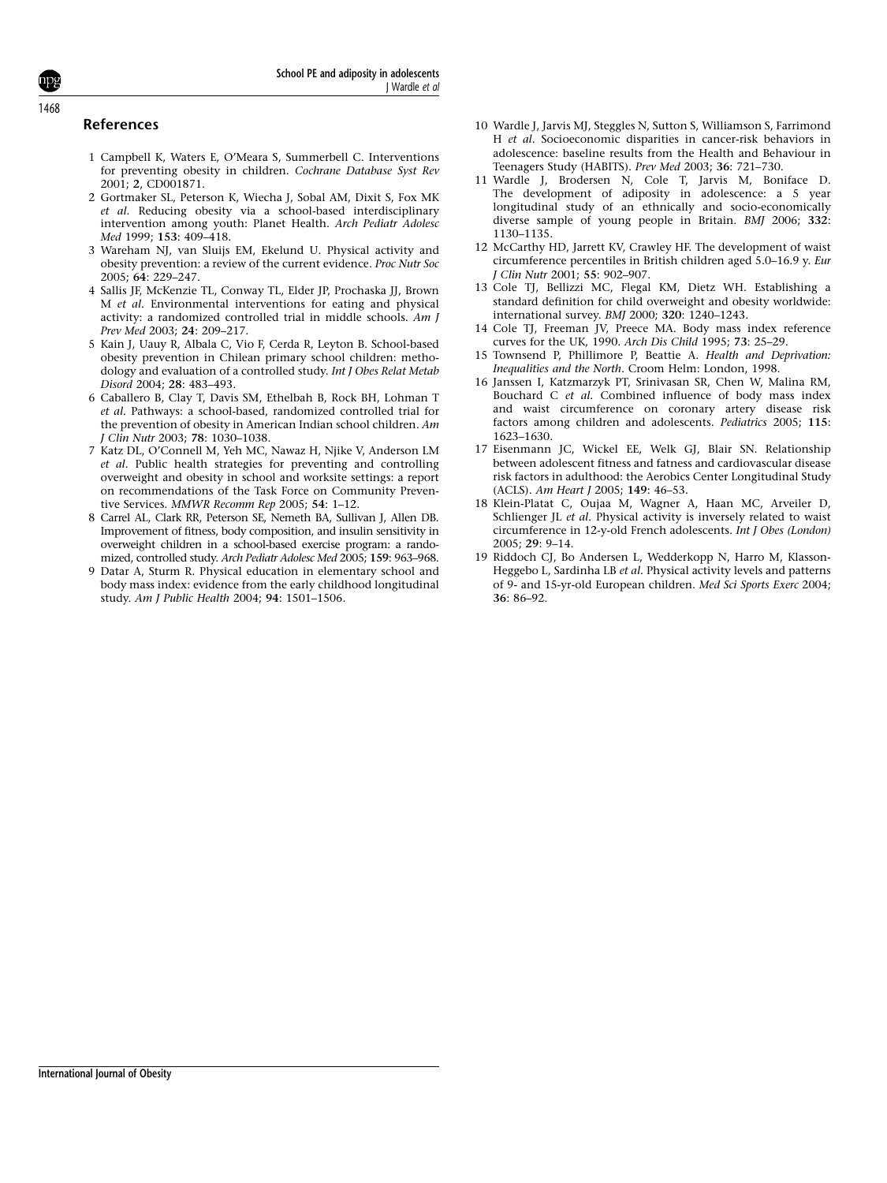## References

1 Campbell K, Waters E, O'Meara S, Summerbell C. Interventions for preventing obesity in children. *Cochrane Database Syst Rev* 2001; **2**, CD001871.

2 Gortmaker SL, Peterson K, Wiecha J, Sobal AM, Dixit S, Fox MK *et al.* Reducing obesity via a school-based interdisciplinary intervention among youth: Planet Health. *Arch Pediatr Adolesc Med* 1999; **153**: 409–418.

3 Wareham NJ, van Sluijs EM, Ekelund U. Physical activity and obesity prevention: a review of the current evidence. *Proc Nutr Soc* 2005; **64**: 229–247.

4 Sallis JF, McKenzie TL, Conway TL, Elder JP, Prochaska JJ, Brown M *et al.* Environmental interventions for eating and physical activity: a randomized controlled trial in middle schools. *Am J Prev Med* 2003; **24**: 209–217.

5 Kain J, Uauy R, Albala C, Vio F, Cerda R, Leyton B. School-based obesity prevention in Chilean primary school children: methodology and evaluation of a controlled study. *Int J Obes Relat Metab Disord* 2004; **28**: 483–493.

6 Caballero B, Clay T, Davis SM, Ethelbah B, Rock BH, Lohman T *et al.* Pathways: a school-based, randomized controlled trial for the prevention of obesity in American Indian school children. *Am J Clin Nutr* 2003; **78**: 1030–1038.

7 Katz DL, O'Connell M, Yeh MC, Nawaz H, Njike V, Anderson LM *et al.* Public health strategies for preventing and controlling overweight and obesity in school and worksite settings: a report on recommendations of the Task Force on Community Preventive Services. *MMWR Recomm Rep* 2005; **54**: 1–12.

8 Carrel AL, Clark RR, Peterson SE, Nemeth BA, Sullivan J, Allen DB. Improvement of fitness, body composition, and insulin sensitivity in overweight children in a school-based exercise program: a randomized, controlled study. *Arch Pediatr Adolesc Med* 2005; **159**: 963–968.

9 Datar A, Sturm R. Physical education in elementary school and body mass index: evidence from the early childhood longitudinal study. *Am J Public Health* 2004; **94**: 1501–1506.

10 Wardle J, Jarvis MJ, Steggles N, Sutton S, Williamson S, Farrimond H *et al.* Socioeconomic disparities in cancer-risk behaviors in adolescence: baseline results from the Health and Behaviour in Teenagers Study (HABITS). *Prev Med* 2003; **36**: 721–730.

11 Wardle J, Brodersen N, Cole T, Jarvis M, Boniface D. The development of adiposity in adolescence: a 5 year longitudinal study of an ethnically and socio-economically diverse sample of young people in Britain. *BMJ* 2006; **332**: 1130–1135.

12 McCarthy HD, Jarrett KV, Crawley HF. The development of waist circumference percentiles in British children aged 5.0–16.9 y. *Eur J Clin Nutr* 2001; **55**: 902–907.

13 Cole TJ, Bellizzi MC, Flegal KM, Dietz WH. Establishing a standard definition for child overweight and obesity worldwide: international survey. *BMJ* 2000; **320**: 1240–1243.

14 Cole TJ, Freeman JV, Preece MA. Body mass index reference curves for the UK, 1990. *Arch Dis Child* 1995; **73**: 25–29.

15 Townsend P, Phillimore P, Beattie A. *Health and Deprivation: Inequalities and the North*. Croom Helm: London, 1998.

16 Janssen I, Katzmarzyk PT, Srinivasan SR, Chen W, Malina RM, Bouchard C *et al.* Combined influence of body mass index and waist circumference on coronary artery disease risk factors among children and adolescents. *Pediatrics* 2005; **115**: 1623–1630.

17 Eisenmann JC, Wickel EE, Welk GJ, Blair SN. Relationship between adolescent fitness and fatness and cardiovascular disease risk factors in adulthood: the Aerobics Center Longitudinal Study (ACLS). *Am Heart J* 2005; **149**: 46–53.

18 Klein-Platat C, Oujaa M, Wagner A, Haan MC, Arveiler D, Schlienger JL *et al.* Physical activity is inversely related to waist circumference in 12-y-old French adolescents. *Int J Obes (London)* 2005; **29**: 9–14.

19 Riddoch CJ, Bo Andersen L, Wedderkopp N, Harro M, Klasson-Heggebo L, Sardinha LB *et al.* Physical activity levels and patterns of 9- and 15-yr-old European children. *Med Sci Sports Exerc* 2004; **36**: 86–92.